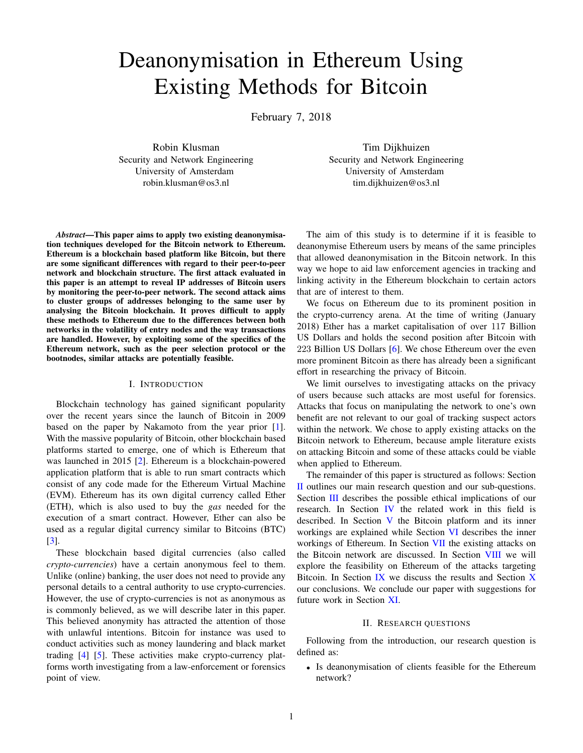# Deanonymisation in Ethereum Using Existing Methods for Bitcoin

February 7, 2018

Robin Klusman
Security and Network Engineering
University of Amsterdam
robin.klusman@os3.nl

Tim Dijkhuizen
Security and Network Engineering
University of Amsterdam
tim.dijkhuizen@os3.nl

***Abstract*—This paper aims to apply two existing deanonymisation techniques developed for the Bitcoin network to Ethereum. Ethereum is a blockchain based platform like Bitcoin, but there are some significant differences with regard to their peer-to-peer network and blockchain structure. The first attack evaluated in this paper is an attempt to reveal IP addresses of Bitcoin users by monitoring the peer-to-peer network. The second attack aims to cluster groups of addresses belonging to the same user by analysing the Bitcoin blockchain. It proves difficult to apply these methods to Ethereum due to the differences between both networks in the volatility of entry nodes and the way transactions are handled. However, by exploiting some of the specifics of the Ethereum network, such as the peer selection protocol or the bootnodes, similar attacks are potentially feasible.**

## I. Introduction

Blockchain technology has gained significant popularity over the recent years since the launch of Bitcoin in 2009 based on the paper by Nakamoto from the year prior [1]. With the massive popularity of Bitcoin, other blockchain based platforms started to emerge, one of which is Ethereum that was launched in 2015 [2]. Ethereum is a blockchain-powered application platform that is able to run smart contracts which consist of any code made for the Ethereum Virtual Machine (EVM). Ethereum has its own digital currency called Ether (ETH), which is also used to buy the *gas* needed for the execution of a smart contract. However, Ether can also be used as a regular digital currency similar to Bitcoins (BTC) [3].

These blockchain based digital currencies (also called *crypto-currencies*) have a certain anonymous feel to them. Unlike (online) banking, the user does not need to provide any personal details to a central authority to use crypto-currencies. However, the use of crypto-currencies is not as anonymous as is commonly believed, as we will describe later in this paper. This believed anonymity has attracted the attention of those with unlawful intentions. Bitcoin for instance was used to conduct activities such as money laundering and black market trading [4] [5]. These activities make crypto-currency platforms worth investigating from a law-enforcement or forensics point of view.

The aim of this study is to determine if it is feasible to deanonymise Ethereum users by means of the same principles that allowed deanonymisation in the Bitcoin network. In this way we hope to aid law enforcement agencies in tracking and linking activity in the Ethereum blockchain to certain actors that are of interest to them.

We focus on Ethereum due to its prominent position in the crypto-currency arena. At the time of writing (January 2018) Ether has a market capitalisation of over 117 Billion US Dollars and holds the second position after Bitcoin with 223 Billion US Dollars [6]. We chose Ethereum over the even more prominent Bitcoin as there has already been a significant effort in researching the privacy of Bitcoin.

We limit ourselves to investigating attacks on the privacy of users because such attacks are most useful for forensics. Attacks that focus on manipulating the network to one's own benefit are not relevant to our goal of tracking suspect actors within the network. We chose to apply existing attacks on the Bitcoin network to Ethereum, because ample literature exists on attacking Bitcoin and some of these attacks could be viable when applied to Ethereum.

The remainder of this paper is structured as follows: Section II outlines our main research question and our sub-questions. Section III describes the possible ethical implications of our research. In Section IV the related work in this field is described. In Section V the Bitcoin platform and its inner workings are explained while Section VI describes the inner workings of Ethereum. In Section VII the existing attacks on the Bitcoin network are discussed. In Section VIII we will explore the feasibility on Ethereum of the attacks targeting Bitcoin. In Section IX we discuss the results and Section X our conclusions. We conclude our paper with suggestions for future work in Section XI.

## II. Research questions

Following from the introduction, our research question is defined as:

- Is deanonymisation of clients feasible for the Ethereum network?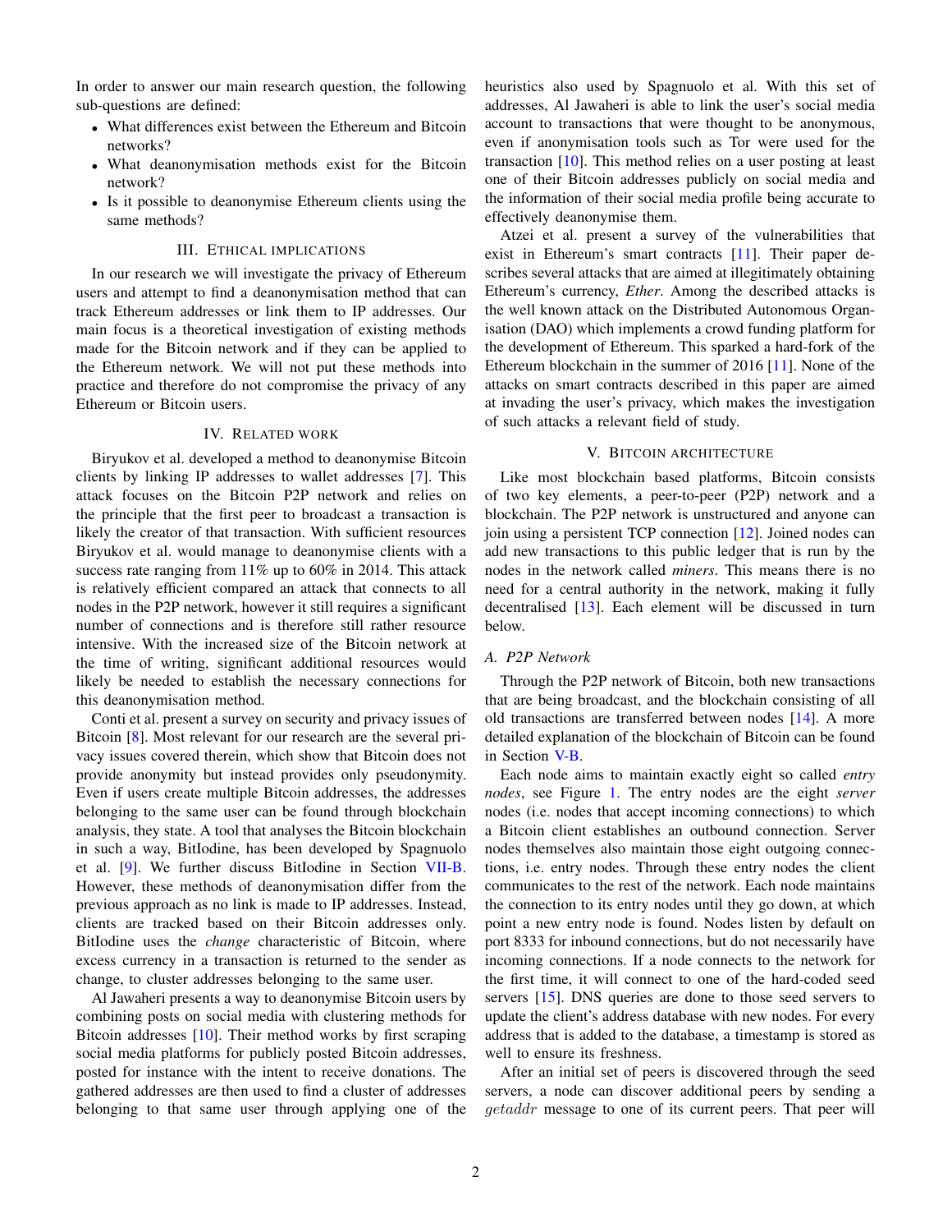In order to answer our main research question, the following sub-questions are defined:

- What differences exist between the Ethereum and Bitcoin networks?
- What deanonymisation methods exist for the Bitcoin network?
- Is it possible to deanonymise Ethereum clients using the same methods?

## III. Ethical Implications

In our research we will investigate the privacy of Ethereum users and attempt to find a deanonymisation method that can track Ethereum addresses or link them to IP addresses. Our main focus is a theoretical investigation of existing methods made for the Bitcoin network and if they can be applied to the Ethereum network. We will not put these methods into practice and therefore do not compromise the privacy of any Ethereum or Bitcoin users.

## IV. Related Work

Biryukov et al. developed a method to deanonymise Bitcoin clients by linking IP addresses to wallet addresses [7]. This attack focuses on the Bitcoin P2P network and relies on the principle that the first peer to broadcast a transaction is likely the creator of that transaction. With sufficient resources Biryukov et al. would manage to deanonymise clients with a success rate ranging from 11% up to 60% in 2014. This attack is relatively efficient compared an attack that connects to all nodes in the P2P network, however it still requires a significant number of connections and is therefore still rather resource intensive. With the increased size of the Bitcoin network at the time of writing, significant additional resources would likely be needed to establish the necessary connections for this deanonymisation method.

Conti et al. present a survey on security and privacy issues of Bitcoin [8]. Most relevant for our research are the several privacy issues covered therein, which show that Bitcoin does not provide anonymity but instead provides only pseudonymity. Even if users create multiple Bitcoin addresses, the addresses belonging to the same user can be found through blockchain analysis, they state. A tool that analyses the Bitcoin blockchain in such a way, BitIodine, has been developed by Spagnuolo et al. [9]. We further discuss BitIodine in Section VII-B. However, these methods of deanonymisation differ from the previous approach as no link is made to IP addresses. Instead, clients are tracked based on their Bitcoin addresses only. BitIodine uses the *change* characteristic of Bitcoin, where excess currency in a transaction is returned to the sender as change, to cluster addresses belonging to the same user.

Al Jawaheri presents a way to deanonymise Bitcoin users by combining posts on social media with clustering methods for Bitcoin addresses [10]. Their method works by first scraping social media platforms for publicly posted Bitcoin addresses, posted for instance with the intent to receive donations. The gathered addresses are then used to find a cluster of addresses belonging to that same user through applying one of the heuristics also used by Spagnuolo et al. With this set of addresses, Al Jawaheri is able to link the user's social media account to transactions that were thought to be anonymous, even if anonymisation tools such as Tor were used for the transaction [10]. This method relies on a user posting at least one of their Bitcoin addresses publicly on social media and the information of their social media profile being accurate to effectively deanonymise them.

Atzei et al. present a survey of the vulnerabilities that exist in Ethereum's smart contracts [11]. Their paper describes several attacks that are aimed at illegitimately obtaining Ethereum's currency, *Ether*. Among the described attacks is the well known attack on the Distributed Autonomous Organisation (DAO) which implements a crowd funding platform for the development of Ethereum. This sparked a hard-fork of the Ethereum blockchain in the summer of 2016 [11]. None of the attacks on smart contracts described in this paper are aimed at invading the user's privacy, which makes the investigation of such attacks a relevant field of study.

## V. Bitcoin Architecture

Like most blockchain based platforms, Bitcoin consists of two key elements, a peer-to-peer (P2P) network and a blockchain. The P2P network is unstructured and anyone can join using a persistent TCP connection [12]. Joined nodes can add new transactions to this public ledger that is run by the nodes in the network called *miners*. This means there is no need for a central authority in the network, making it fully decentralised [13]. Each element will be discussed in turn below.

### A. P2P Network

Through the P2P network of Bitcoin, both new transactions that are being broadcast, and the blockchain consisting of all old transactions are transferred between nodes [14]. A more detailed explanation of the blockchain of Bitcoin can be found in Section V-B.

Each node aims to maintain exactly eight so called *entry nodes*, see Figure 1. The entry nodes are the eight *server* nodes (i.e. nodes that accept incoming connections) to which a Bitcoin client establishes an outbound connection. Server nodes themselves also maintain those eight outgoing connections, i.e. entry nodes. Through these entry nodes the client communicates to the rest of the network. Each node maintains the connection to its entry nodes until they go down, at which point a new entry node is found. Nodes listen by default on port 8333 for inbound connections, but do not necessarily have incoming connections. If a node connects to the network for the first time, it will connect to one of the hard-coded seed servers [15]. DNS queries are done to those seed servers to update the client's address database with new nodes. For every address that is added to the database, a timestamp is stored as well to ensure its freshness.

After an initial set of peers is discovered through the seed servers, a node can discover additional peers by sending a *getaddr* message to one of its current peers. That peer will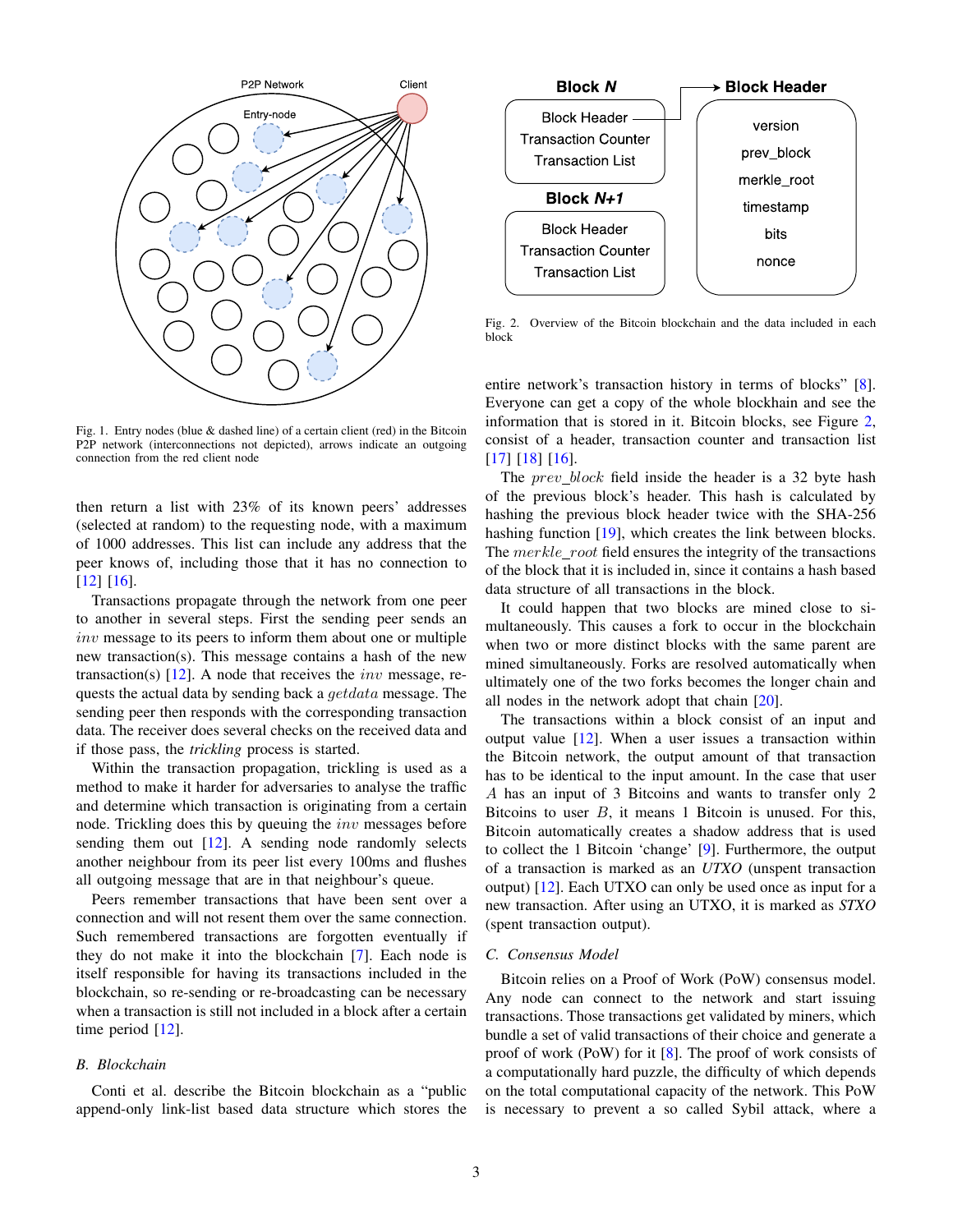Fig. 1. Entry nodes (blue & dashed line) of a certain client (red) in the Bitcoin P2P network (interconnections not depicted), arrows indicate an outgoing connection from the red client node

then return a list with 23% of its known peers' addresses (selected at random) to the requesting node, with a maximum of 1000 addresses. This list can include any address that the peer knows of, including those that it has no connection to [12] [16].

Transactions propagate through the network from one peer to another in several steps. First the sending peer sends an $inv$ message to its peers to inform them about one or multiple new transaction(s). This message contains a hash of the new transaction(s) [12]. A node that receives the $inv$ message, requests the actual data by sending back a $getdata$ message. The sending peer then responds with the corresponding transaction data. The receiver does several checks on the received data and if those pass, the *trickling* process is started.

Within the transaction propagation, trickling is used as a method to make it harder for adversaries to analyse the traffic and determine which transaction is originating from a certain node. Trickling does this by queuing the $inv$ messages before sending them out [12]. A sending node randomly selects another neighbour from its peer list every 100ms and flushes all outgoing message that are in that neighbour's queue.

Peers remember transactions that have been sent over a connection and will not resent them over the same connection. Such remembered transactions are forgotten eventually if they do not make it into the blockchain [7]. Each node is itself responsible for having its transactions included in the blockchain, so re-sending or re-broadcasting can be necessary when a transaction is still not included in a block after a certain time period [12].

### B. Blockchain

Conti et al. describe the Bitcoin blockchain as a "public append-only link-list based data structure which stores the entire network's transaction history in terms of blocks" [8]. Everyone can get a copy of the whole blockhain and see the information that is stored in it. Bitcoin blocks, see Figure 2, consist of a header, transaction counter and transaction list [17] [18] [16].

Fig. 2. Overview of the Bitcoin blockchain and the data included in each block

The $prev\_block$ field inside the header is a 32 byte hash of the previous block's header. This hash is calculated by hashing the previous block header twice with the SHA-256 hashing function [19], which creates the link between blocks. The $merkle\_root$ field ensures the integrity of the transactions of the block that it is included in, since it contains a hash based data structure of all transactions in the block.

It could happen that two blocks are mined close to simultaneously. This causes a fork to occur in the blockchain when two or more distinct blocks with the same parent are mined simultaneously. Forks are resolved automatically when ultimately one of the two forks becomes the longer chain and all nodes in the network adopt that chain [20].

The transactions within a block consist of an input and output value [12]. When a user issues a transaction within the Bitcoin network, the output amount of that transaction has to be identical to the input amount. In the case that user $A$ has an input of 3 Bitcoins and wants to transfer only 2 Bitcoins to user $B$, it means 1 Bitcoin is unused. For this, Bitcoin automatically creates a shadow address that is used to collect the 1 Bitcoin 'change' [9]. Furthermore, the output of a transaction is marked as an *UTXO* (unspent transaction output) [12]. Each UTXO can only be used once as input for a new transaction. After using an UTXO, it is marked as *STXO* (spent transaction output).

### C. Consensus Model

Bitcoin relies on a Proof of Work (PoW) consensus model. Any node can connect to the network and start issuing transactions. Those transactions get validated by miners, which bundle a set of valid transactions of their choice and generate a proof of work (PoW) for it [8]. The proof of work consists of a computationally hard puzzle, the difficulty of which depends on the total computational capacity of the network. This PoW is necessary to prevent a so called Sybil attack, where a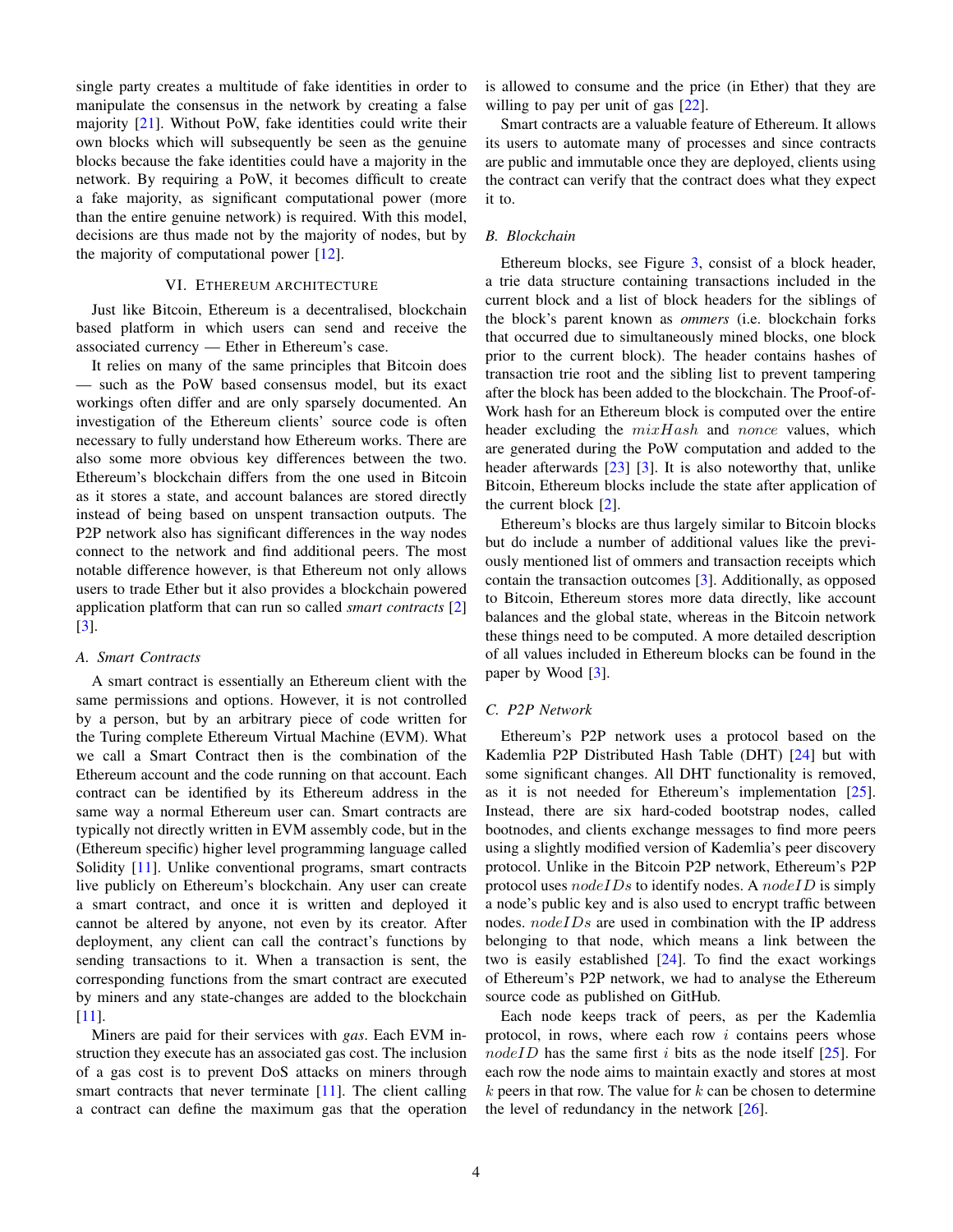single party creates a multitude of fake identities in order to manipulate the consensus in the network by creating a false majority [21]. Without PoW, fake identities could write their own blocks which will subsequently be seen as the genuine blocks because the fake identities could have a majority in the network. By requiring a PoW, it becomes difficult to create a fake majority, as significant computational power (more than the entire genuine network) is required. With this model, decisions are thus made not by the majority of nodes, but by the majority of computational power [12].

## VI. Ethereum architecture

Just like Bitcoin, Ethereum is a decentralised, blockchain based platform in which users can send and receive the associated currency — Ether in Ethereum's case.

It relies on many of the same principles that Bitcoin does — such as the PoW based consensus model, but its exact workings often differ and are only sparsely documented. An investigation of the Ethereum clients' source code is often necessary to fully understand how Ethereum works. There are also some more obvious key differences between the two. Ethereum's blockchain differs from the one used in Bitcoin as it stores a state, and account balances are stored directly instead of being based on unspent transaction outputs. The P2P network also has significant differences in the way nodes connect to the network and find additional peers. The most notable difference however, is that Ethereum not only allows users to trade Ether but it also provides a blockchain powered application platform that can run so called *smart contracts* [2] [3].

### A. Smart Contracts

A smart contract is essentially an Ethereum client with the same permissions and options. However, it is not controlled by a person, but by an arbitrary piece of code written for the Turing complete Ethereum Virtual Machine (EVM). What we call a Smart Contract then is the combination of the Ethereum account and the code running on that account. Each contract can be identified by its Ethereum address in the same way a normal Ethereum user can. Smart contracts are typically not directly written in EVM assembly code, but in the (Ethereum specific) higher level programming language called Solidity [11]. Unlike conventional programs, smart contracts live publicly on Ethereum's blockchain. Any user can create a smart contract, and once it is written and deployed it cannot be altered by anyone, not even by its creator. After deployment, any client can call the contract's functions by sending transactions to it. When a transaction is sent, the corresponding functions from the smart contract are executed by miners and any state-changes are added to the blockchain [11].

Miners are paid for their services with *gas*. Each EVM instruction they execute has an associated gas cost. The inclusion of a gas cost is to prevent DoS attacks on miners through smart contracts that never terminate [11]. The client calling a contract can define the maximum gas that the operation is allowed to consume and the price (in Ether) that they are willing to pay per unit of gas [22].

Smart contracts are a valuable feature of Ethereum. It allows its users to automate many of processes and since contracts are public and immutable once they are deployed, clients using the contract can verify that the contract does what they expect it to.

### B. Blockchain

Ethereum blocks, see Figure 3, consist of a block header, a trie data structure containing transactions included in the current block and a list of block headers for the siblings of the block's parent known as *ommers* (i.e. blockchain forks that occurred due to simultaneously mined blocks, one block prior to the current block). The header contains hashes of transaction trie root and the sibling list to prevent tampering after the block has been added to the blockchain. The Proof-of-Work hash for an Ethereum block is computed over the entire header excluding the $mixHash$ and $nonce$ values, which are generated during the PoW computation and added to the header afterwards [23] [3]. It is also noteworthy that, unlike Bitcoin, Ethereum blocks include the state after application of the current block [2].

Ethereum's blocks are thus largely similar to Bitcoin blocks but do include a number of additional values like the previously mentioned list of ommers and transaction receipts which contain the transaction outcomes [3]. Additionally, as opposed to Bitcoin, Ethereum stores more data directly, like account balances and the global state, whereas in the Bitcoin network these things need to be computed. A more detailed description of all values included in Ethereum blocks can be found in the paper by Wood [3].

### C. P2P Network

Ethereum's P2P network uses a protocol based on the Kademlia P2P Distributed Hash Table (DHT) [24] but with some significant changes. All DHT functionality is removed, as it is not needed for Ethereum's implementation [25]. Instead, there are six hard-coded bootstrap nodes, called bootnodes, and clients exchange messages to find more peers using a slightly modified version of Kademlia's peer discovery protocol. Unlike in the Bitcoin P2P network, Ethereum's P2P protocol uses $nodeIDs$ to identify nodes. A $nodeID$ is simply a node's public key and is also used to encrypt traffic between nodes. $nodeIDs$ are used in combination with the IP address belonging to that node, which means a link between the two is easily established [24]. To find the exact workings of Ethereum's P2P network, we had to analyse the Ethereum source code as published on GitHub.

Each node keeps track of peers, as per the Kademlia protocol, in rows, where each row $i$ contains peers whose $nodeID$ has the same first $i$ bits as the node itself [25]. For each row the node aims to maintain exactly and stores at most $k$ peers in that row. The value for $k$ can be chosen to determine the level of redundancy in the network [26].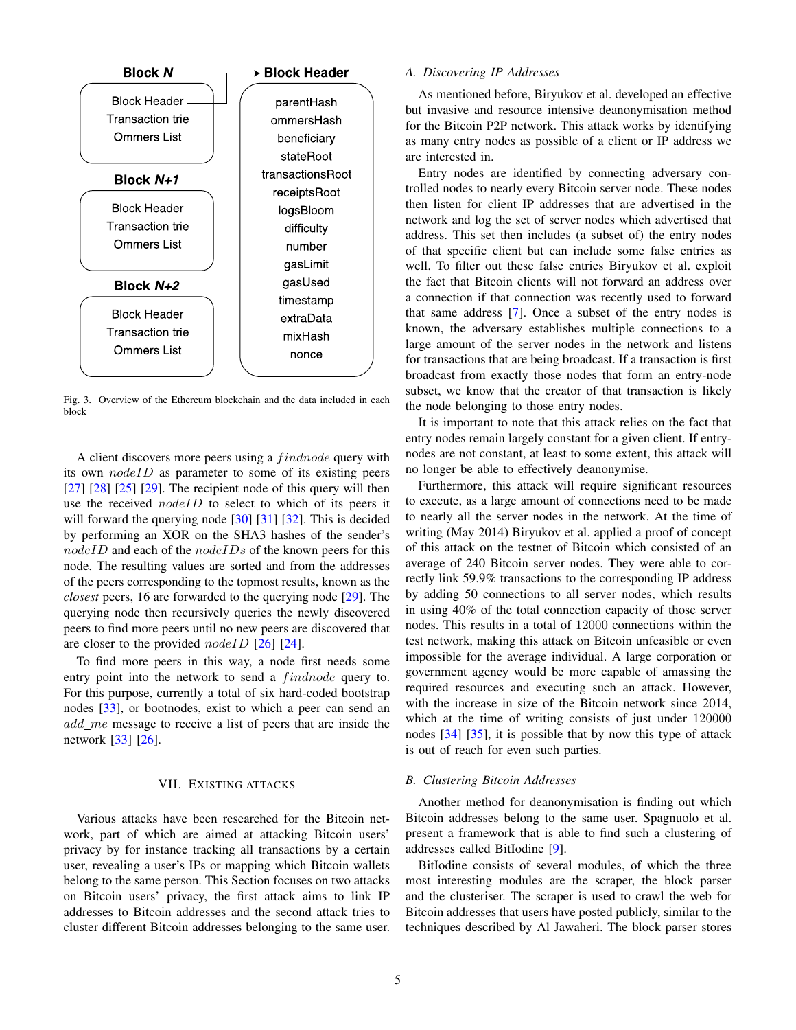Block N

Block Header
Transaction trie
Ommers List

Block N+1

Block Header
Transaction trie
Ommers List

Block N+2

Block Header
Transaction trie
Ommers List

Block Header

parentHash
ommersHash
beneficiary
stateRoot
transactionsRoot
receiptsRoot
logsBloom
difficulty
number
gasLimit
gasUsed
timestamp
extraData
mixHash
nonce

Fig. 3. Overview of the Ethereum blockchain and the data included in each block

A client discovers more peers using a $findnode$ query with its own $nodeID$ as parameter to some of its existing peers [27] [28] [25] [29]. The recipient node of this query will then use the received $nodeID$ to select to which of its peers it will forward the querying node [30] [31] [32]. This is decided by performing an XOR on the SHA3 hashes of the sender's $nodeID$ and each of the $nodeIDs$ of the known peers for this node. The resulting values are sorted and from the addresses of the peers corresponding to the topmost results, known as the *closest* peers, 16 are forwarded to the querying node [29]. The querying node then recursively queries the newly discovered peers to find more peers until no new peers are discovered that are closer to the provided $nodeID$ [26] [24].

To find more peers in this way, a node first needs some entry point into the network to send a $findnode$ query to. For this purpose, currently a total of six hard-coded bootstrap nodes [33], or bootnodes, exist to which a peer can send an $add\_me$ message to receive a list of peers that are inside the network [33] [26].

## VII. Existing attacks

Various attacks have been researched for the Bitcoin network, part of which are aimed at attacking Bitcoin users' privacy by for instance tracking all transactions by a certain user, revealing a user's IPs or mapping which Bitcoin wallets belong to the same person. This Section focuses on two attacks on Bitcoin users' privacy, the first attack aims to link IP addresses to Bitcoin addresses and the second attack tries to cluster different Bitcoin addresses belonging to the same user.

### A. Discovering IP Addresses

As mentioned before, Biryukov et al. developed an effective but invasive and resource intensive deanonymisation method for the Bitcoin P2P network. This attack works by identifying as many entry nodes as possible of a client or IP address we are interested in.

Entry nodes are identified by connecting adversary controlled nodes to nearly every Bitcoin server node. These nodes then listen for client IP addresses that are advertised in the network and log the set of server nodes which advertised that address. This set then includes (a subset of) the entry nodes of that specific client but can include some false entries as well. To filter out these false entries Biryukov et al. exploit the fact that Bitcoin clients will not forward an address over a connection if that connection was recently used to forward that same address [7]. Once a subset of the entry nodes is known, the adversary establishes multiple connections to a large amount of the server nodes in the network and listens for transactions that are being broadcast. If a transaction is first broadcast from exactly those nodes that form an entry-node subset, we know that the creator of that transaction is likely the node belonging to those entry nodes.

It is important to note that this attack relies on the fact that entry nodes remain largely constant for a given client. If entry-nodes are not constant, at least to some extent, this attack will no longer be able to effectively deanonymise.

Furthermore, this attack will require significant resources to execute, as a large amount of connections need to be made to nearly all the server nodes in the network. At the time of writing (May 2014) Biryukov et al. applied a proof of concept of this attack on the testnet of Bitcoin which consisted of an average of 240 Bitcoin server nodes. They were able to correctly link 59.9% transactions to the corresponding IP address by adding 50 connections to all server nodes, which results in using 40% of the total connection capacity of those server nodes. This results in a total of 12000 connections within the test network, making this attack on Bitcoin unfeasible or even impossible for the average individual. A large corporation or government agency would be more capable of amassing the required resources and executing such an attack. However, with the increase in size of the Bitcoin network since 2014, which at the time of writing consists of just under 120000 nodes [34] [35], it is possible that by now this type of attack is out of reach for even such parties.

### B. Clustering Bitcoin Addresses

Another method for deanonymisation is finding out which Bitcoin addresses belong to the same user. Spagnuolo et al. present a framework that is able to find such a clustering of addresses called BitIodine [9].

BitIodine consists of several modules, of which the three most interesting modules are the scraper, the block parser and the clusteriser. The scraper is used to crawl the web for Bitcoin addresses that users have posted publicly, similar to the techniques described by Al Jawaheri. The block parser stores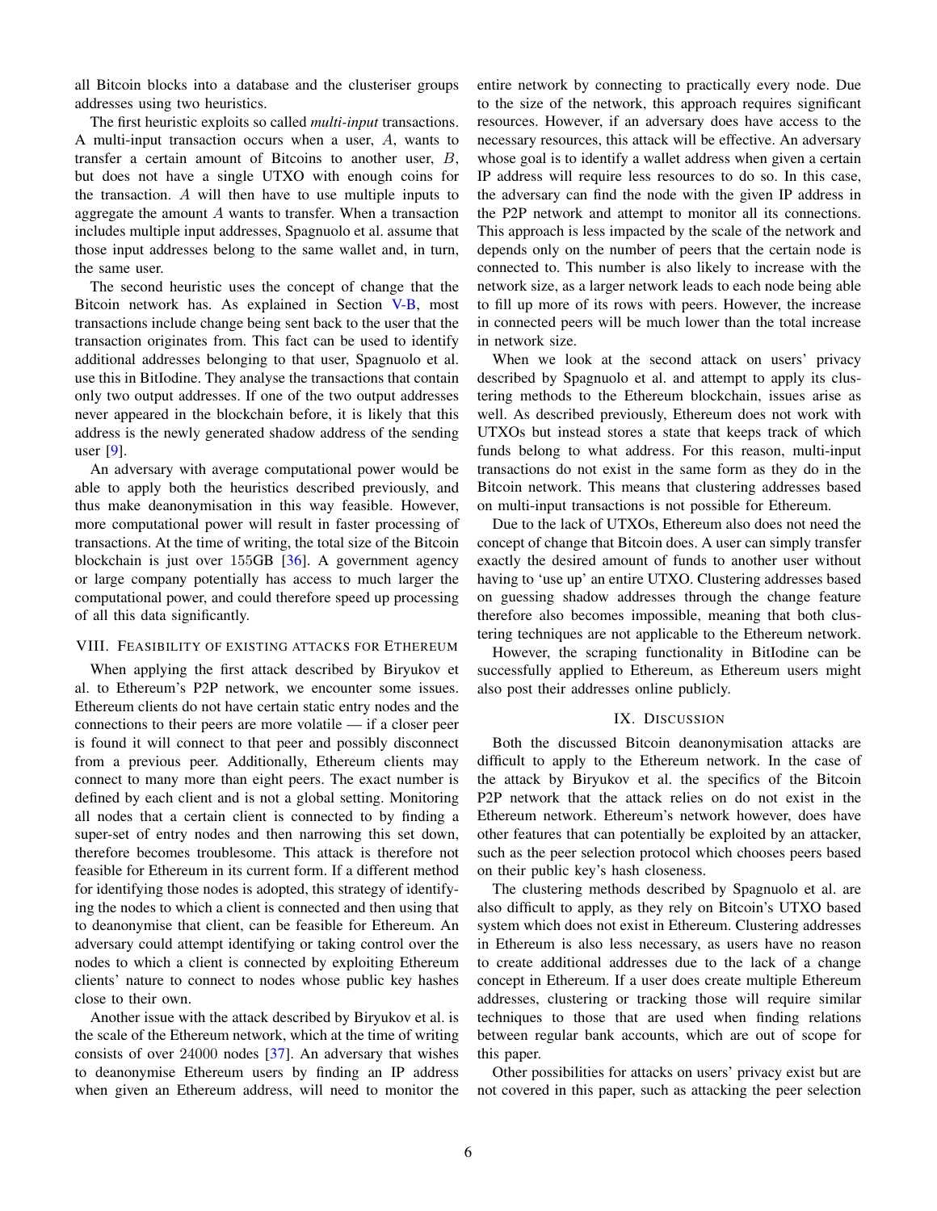all Bitcoin blocks into a database and the clusteriser groups addresses using two heuristics.

The first heuristic exploits so called *multi-input* transactions. A multi-input transaction occurs when a user, $A$, wants to transfer a certain amount of Bitcoins to another user, $B$, but does not have a single UTXO with enough coins for the transaction. $A$ will then have to use multiple inputs to aggregate the amount $A$ wants to transfer. When a transaction includes multiple input addresses, Spagnuolo et al. assume that those input addresses belong to the same wallet and, in turn, the same user.

The second heuristic uses the concept of change that the Bitcoin network has. As explained in Section V-B, most transactions include change being sent back to the user that the transaction originates from. This fact can be used to identify additional addresses belonging to that user, Spagnuolo et al. use this in BitIodine. They analyse the transactions that contain only two output addresses. If one of the two output addresses never appeared in the blockchain before, it is likely that this address is the newly generated shadow address of the sending user [9].

An adversary with average computational power would be able to apply both the heuristics described previously, and thus make deanonymisation in this way feasible. However, more computational power will result in faster processing of transactions. At the time of writing, the total size of the Bitcoin blockchain is just over 155GB [36]. A government agency or large company potentially has access to much larger the computational power, and could therefore speed up processing of all this data significantly.

## VIII. Feasibility of existing attacks for Ethereum

When applying the first attack described by Biryukov et al. to Ethereum's P2P network, we encounter some issues. Ethereum clients do not have certain static entry nodes and the connections to their peers are more volatile — if a closer peer is found it will connect to that peer and possibly disconnect from a previous peer. Additionally, Ethereum clients may connect to many more than eight peers. The exact number is defined by each client and is not a global setting. Monitoring all nodes that a certain client is connected to by finding a super-set of entry nodes and then narrowing this set down, therefore becomes troublesome. This attack is therefore not feasible for Ethereum in its current form. If a different method for identifying those nodes is adopted, this strategy of identifying the nodes to which a client is connected and then using that to deanonymise that client, can be feasible for Ethereum. An adversary could attempt identifying or taking control over the nodes to which a client is connected by exploiting Ethereum clients' nature to connect to nodes whose public key hashes close to their own.

Another issue with the attack described by Biryukov et al. is the scale of the Ethereum network, which at the time of writing consists of over 24000 nodes [37]. An adversary that wishes to deanonymise Ethereum users by finding an IP address when given an Ethereum address, will need to monitor the entire network by connecting to practically every node. Due to the size of the network, this approach requires significant resources. However, if an adversary does have access to the necessary resources, this attack will be effective. An adversary whose goal is to identify a wallet address when given a certain IP address will require less resources to do so. In this case, the adversary can find the node with the given IP address in the P2P network and attempt to monitor all its connections. This approach is less impacted by the scale of the network and depends only on the number of peers that the certain node is connected to. This number is also likely to increase with the network size, as a larger network leads to each node being able to fill up more of its rows with peers. However, the increase in connected peers will be much lower than the total increase in network size.

When we look at the second attack on users' privacy described by Spagnuolo et al. and attempt to apply its clustering methods to the Ethereum blockchain, issues arise as well. As described previously, Ethereum does not work with UTXOs but instead stores a state that keeps track of which funds belong to what address. For this reason, multi-input transactions do not exist in the same form as they do in the Bitcoin network. This means that clustering addresses based on multi-input transactions is not possible for Ethereum.

Due to the lack of UTXOs, Ethereum also does not need the concept of change that Bitcoin does. A user can simply transfer exactly the desired amount of funds to another user without having to 'use up' an entire UTXO. Clustering addresses based on guessing shadow addresses through the change feature therefore also becomes impossible, meaning that both clustering techniques are not applicable to the Ethereum network.

However, the scraping functionality in BitIodine can be successfully applied to Ethereum, as Ethereum users might also post their addresses online publicly.

## IX. Discussion

Both the discussed Bitcoin deanonymisation attacks are difficult to apply to the Ethereum network. In the case of the attack by Biryukov et al. the specifics of the Bitcoin P2P network that the attack relies on do not exist in the Ethereum network. Ethereum's network however, does have other features that can potentially be exploited by an attacker, such as the peer selection protocol which chooses peers based on their public key's hash closeness.

The clustering methods described by Spagnuolo et al. are also difficult to apply, as they rely on Bitcoin's UTXO based system which does not exist in Ethereum. Clustering addresses in Ethereum is also less necessary, as users have no reason to create additional addresses due to the lack of a change concept in Ethereum. If a user does create multiple Ethereum addresses, clustering or tracking those will require similar techniques to those that are used when finding relations between regular bank accounts, which are out of scope for this paper.

Other possibilities for attacks on users' privacy exist but are not covered in this paper, such as attacking the peer selection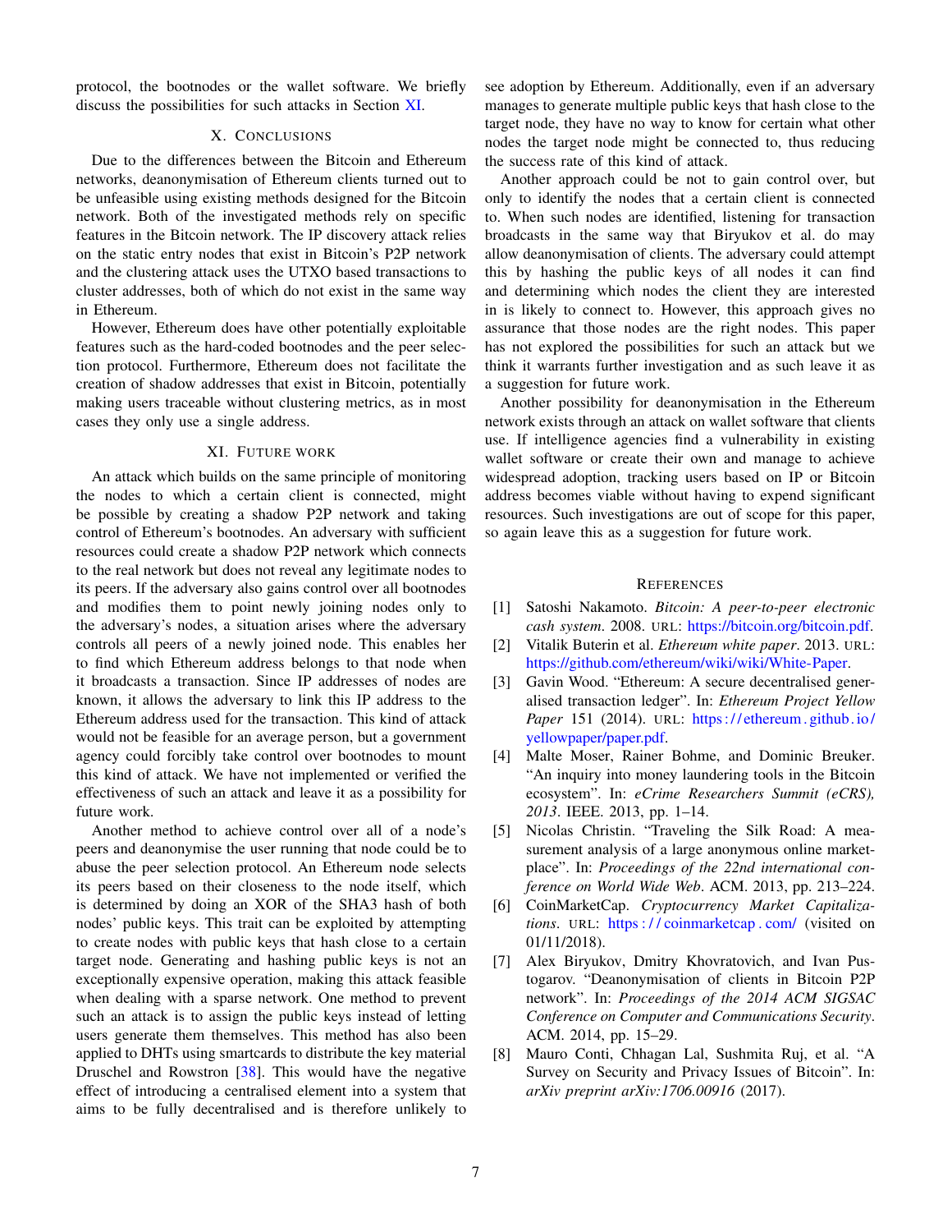protocol, the bootnodes or the wallet software. We briefly discuss the possibilities for such attacks in Section XI.

## X. Conclusions

Due to the differences between the Bitcoin and Ethereum networks, deanonymisation of Ethereum clients turned out to be unfeasible using existing methods designed for the Bitcoin network. Both of the investigated methods rely on specific features in the Bitcoin network. The IP discovery attack relies on the static entry nodes that exist in Bitcoin's P2P network and the clustering attack uses the UTXO based transactions to cluster addresses, both of which do not exist in the same way in Ethereum.

However, Ethereum does have other potentially exploitable features such as the hard-coded bootnodes and the peer selection protocol. Furthermore, Ethereum does not facilitate the creation of shadow addresses that exist in Bitcoin, potentially making users traceable without clustering metrics, as in most cases they only use a single address.

## XI. Future work

An attack which builds on the same principle of monitoring the nodes to which a certain client is connected, might be possible by creating a shadow P2P network and taking control of Ethereum's bootnodes. An adversary with sufficient resources could create a shadow P2P network which connects to the real network but does not reveal any legitimate nodes to its peers. If the adversary also gains control over all bootnodes and modifies them to point newly joining nodes only to the adversary's nodes, a situation arises where the adversary controls all peers of a newly joined node. This enables her to find which Ethereum address belongs to that node when it broadcasts a transaction. Since IP addresses of nodes are known, it allows the adversary to link this IP address to the Ethereum address used for the transaction. This kind of attack would not be feasible for an average person, but a government agency could forcibly take control over bootnodes to mount this kind of attack. We have not implemented or verified the effectiveness of such an attack and leave it as a possibility for future work.

Another method to achieve control over all of a node's peers and deanonymise the user running that node could be to abuse the peer selection protocol. An Ethereum node selects its peers based on their closeness to the node itself, which is determined by doing an XOR of the SHA3 hash of both nodes' public keys. This trait can be exploited by attempting to create nodes with public keys that hash close to a certain target node. Generating and hashing public keys is not an exceptionally expensive operation, making this attack feasible when dealing with a sparse network. One method to prevent such an attack is to assign the public keys instead of letting users generate them themselves. This method has also been applied to DHTs using smartcards to distribute the key material Druschel and Rowstron [38]. This would have the negative effect of introducing a centralised element into a system that aims to be fully decentralised and is therefore unlikely to see adoption by Ethereum. Additionally, even if an adversary manages to generate multiple public keys that hash close to the target node, they have no way to know for certain what other nodes the target node might be connected to, thus reducing the success rate of this kind of attack.

Another approach could be not to gain control over, but only to identify the nodes that a certain client is connected to. When such nodes are identified, listening for transaction broadcasts in the same way that Biryukov et al. do may allow deanonymisation of clients. The adversary could attempt this by hashing the public keys of all nodes it can find and determining which nodes the client they are interested in is likely to connect to. However, this approach gives no assurance that those nodes are the right nodes. This paper has not explored the possibilities for such an attack but we think it warrants further investigation and as such leave it as a suggestion for future work.

Another possibility for deanonymisation in the Ethereum network exists through an attack on wallet software that clients use. If intelligence agencies find a vulnerability in existing wallet software or create their own and manage to achieve widespread adoption, tracking users based on IP or Bitcoin address becomes viable without having to expend significant resources. Such investigations are out of scope for this paper, so again leave this as a suggestion for future work.

## References

[1] Satoshi Nakamoto. *Bitcoin: A peer-to-peer electronic cash system*. 2008. URL: https://bitcoin.org/bitcoin.pdf.

[2] Vitalik Buterin et al. *Ethereum white paper*. 2013. URL: https://github.com/ethereum/wiki/wiki/White-Paper.

[3] Gavin Wood. "Ethereum: A secure decentralised generalised transaction ledger". In: *Ethereum Project Yellow Paper* 151 (2014). URL: https://ethereum.github.io/yellowpaper/paper.pdf.

[4] Malte Moser, Rainer Bohme, and Dominic Breuker. "An inquiry into money laundering tools in the Bitcoin ecosystem". In: *eCrime Researchers Summit (eCRS), 2013*. IEEE. 2013, pp. 1–14.

[5] Nicolas Christin. "Traveling the Silk Road: A measurement analysis of a large anonymous online marketplace". In: *Proceedings of the 22nd international conference on World Wide Web*. ACM. 2013, pp. 213–224.

[6] CoinMarketCap. *Cryptocurrency Market Capitalizations*. URL: https://coinmarketcap.com/ (visited on 01/11/2018).

[7] Alex Biryukov, Dmitry Khovratovich, and Ivan Pustogarov. "Deanonymisation of clients in Bitcoin P2P network". In: *Proceedings of the 2014 ACM SIGSAC Conference on Computer and Communications Security*. ACM. 2014, pp. 15–29.

[8] Mauro Conti, Chhagan Lal, Sushmita Ruj, et al. "A Survey on Security and Privacy Issues of Bitcoin". In: *arXiv preprint arXiv:1706.00916* (2017).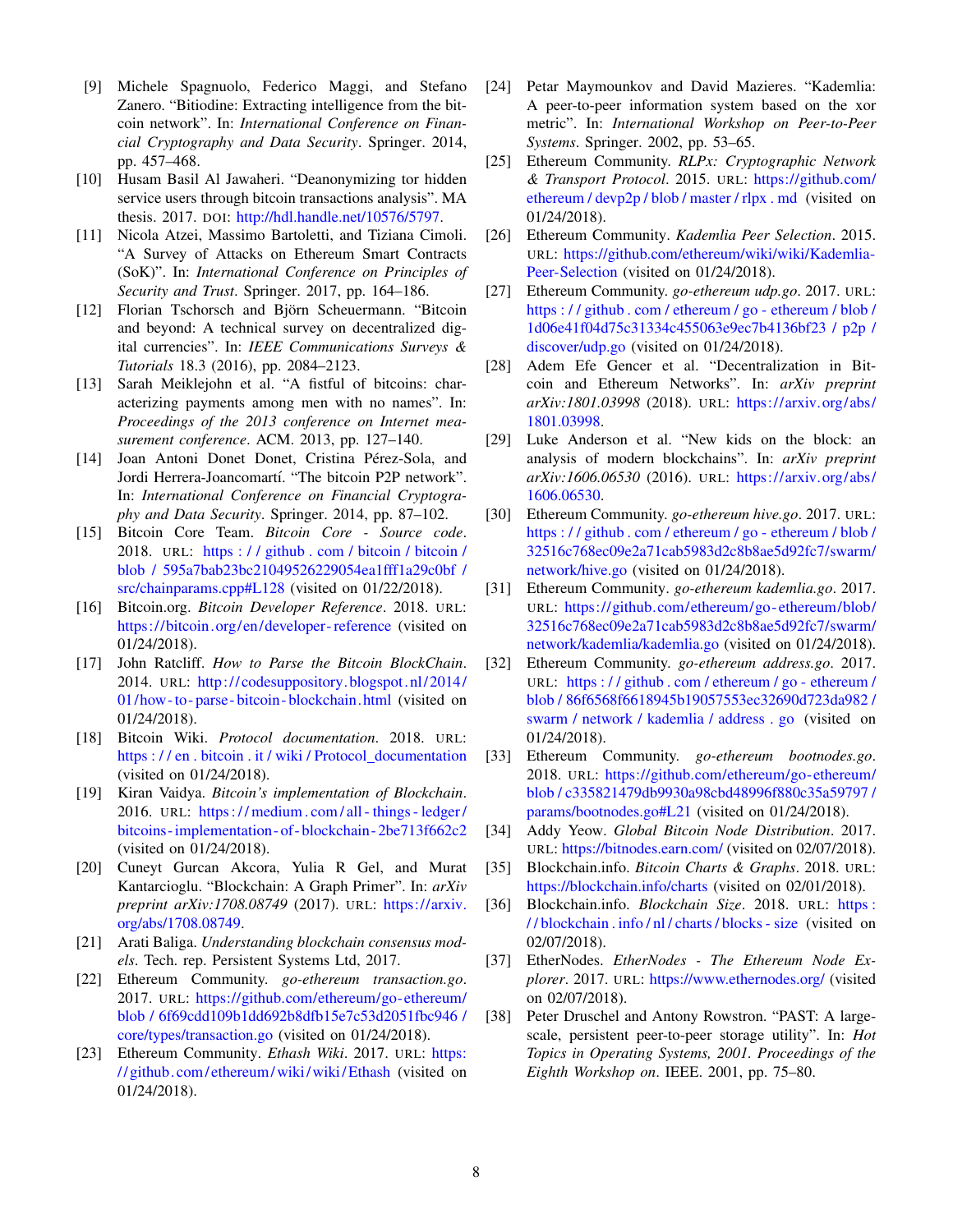[9] Michele Spagnuolo, Federico Maggi, and Stefano Zanero. "Bitiodine: Extracting intelligence from the bitcoin network". In: *International Conference on Financial Cryptography and Data Security*. Springer. 2014, pp. 457–468.

[10] Husam Basil Al Jawaheri. "Deanonymizing tor hidden service users through bitcoin transactions analysis". MA thesis. 2017. DOI: http://hdl.handle.net/10576/5797.

[11] Nicola Atzei, Massimo Bartoletti, and Tiziana Cimoli. "A Survey of Attacks on Ethereum Smart Contracts (SoK)". In: *International Conference on Principles of Security and Trust*. Springer. 2017, pp. 164–186.

[12] Florian Tschorsch and Björn Scheuermann. "Bitcoin and beyond: A technical survey on decentralized digital currencies". In: *IEEE Communications Surveys & Tutorials* 18.3 (2016), pp. 2084–2123.

[13] Sarah Meiklejohn et al. "A fistful of bitcoins: characterizing payments among men with no names". In: *Proceedings of the 2013 conference on Internet measurement conference*. ACM. 2013, pp. 127–140.

[14] Joan Antoni Donet Donet, Cristina Pérez-Sola, and Jordi Herrera-Joancomartí. "The bitcoin P2P network". In: *International Conference on Financial Cryptography and Data Security*. Springer. 2014, pp. 87–102.

[15] Bitcoin Core Team. *Bitcoin Core - Source code*. 2018. URL: https://github.com/bitcoin/bitcoin/blob/595a7bab23bc21049526229054ea1fff1a29c0bf/src/chainparams.cpp#L128 (visited on 01/22/2018).

[16] Bitcoin.org. *Bitcoin Developer Reference*. 2018. URL: https://bitcoin.org/en/developer-reference (visited on 01/24/2018).

[17] John Ratcliff. *How to Parse the Bitcoin BlockChain*. 2014. URL: http://codesuppository.blogspot.nl/2014/01/how-to-parse-bitcoin-blockchain.html (visited on 01/24/2018).

[18] Bitcoin Wiki. *Protocol documentation*. 2018. URL: https://en.bitcoin.it/wiki/Protocol_documentation (visited on 01/24/2018).

[19] Kiran Vaidya. *Bitcoin's implementation of Blockchain*. 2016. URL: https://medium.com/all-things-ledger/bitcoins-implementation-of-blockchain-2be713f662c2 (visited on 01/24/2018).

[20] Cuneyt Gurcan Akcora, Yulia R Gel, and Murat Kantarcioglu. "Blockchain: A Graph Primer". In: *arXiv preprint arXiv:1708.08749* (2017). URL: https://arxiv.org/abs/1708.08749.

[21] Arati Baliga. *Understanding blockchain consensus models*. Tech. rep. Persistent Systems Ltd, 2017.

[22] Ethereum Community. *go-ethereum transaction.go*. 2017. URL: https://github.com/ethereum/go-ethereum/blob/6f69cdd109b1dd692b8dfb15e7c53d2051fbc946/core/types/transaction.go (visited on 01/24/2018).

[23] Ethereum Community. *Ethash Wiki*. 2017. URL: https://github.com/ethereum/wiki/wiki/Ethash (visited on 01/24/2018).

[24] Petar Maymounkov and David Mazieres. "Kademlia: A peer-to-peer information system based on the xor metric". In: *International Workshop on Peer-to-Peer Systems*. Springer. 2002, pp. 53–65.

[25] Ethereum Community. *RLPx: Cryptographic Network & Transport Protocol*. 2015. URL: https://github.com/ethereum/devp2p/blob/master/rlpx.md (visited on 01/24/2018).

[26] Ethereum Community. *Kademlia Peer Selection*. 2015. URL: https://github.com/ethereum/wiki/wiki/Kademlia-Peer-Selection (visited on 01/24/2018).

[27] Ethereum Community. *go-ethereum udp.go*. 2017. URL: https://github.com/ethereum/go-ethereum/blob/1d06e41f04d75c31334c455063e9ec7b4136bf23/p2p/discover/udp.go (visited on 01/24/2018).

[28] Adem Efe Gencer et al. "Decentralization in Bitcoin and Ethereum Networks". In: *arXiv preprint arXiv:1801.03998* (2018). URL: https://arxiv.org/abs/1801.03998.

[29] Luke Anderson et al. "New kids on the block: an analysis of modern blockchains". In: *arXiv preprint arXiv:1606.06530* (2016). URL: https://arxiv.org/abs/1606.06530.

[30] Ethereum Community. *go-ethereum hive.go*. 2017. URL: https://github.com/ethereum/go-ethereum/blob/32516c768ec09e2a71cab5983d2c8b8ae5d92fc7/swarm/network/hive.go (visited on 01/24/2018).

[31] Ethereum Community. *go-ethereum kademlia.go*. 2017. URL: https://github.com/ethereum/go-ethereum/blob/32516c768ec09e2a71cab5983d2c8b8ae5d92fc7/swarm/network/kademlia/kademlia.go (visited on 01/24/2018).

[32] Ethereum Community. *go-ethereum address.go*. 2017. URL: https://github.com/ethereum/go-ethereum/blob/86f6568f6618945b19057553ec32690d723da982/swarm/network/kademlia/address.go (visited on 01/24/2018).

[33] Ethereum Community. *go-ethereum bootnodes.go*. 2018. URL: https://github.com/ethereum/go-ethereum/blob/c335821479db9930a98cbd48996f880c35a59797/params/bootnodes.go#L21 (visited on 01/24/2018).

[34] Addy Yeow. *Global Bitcoin Node Distribution*. 2017. URL: https://bitnodes.earn.com/ (visited on 02/07/2018).

[35] Blockchain.info. *Bitcoin Charts & Graphs*. 2018. URL: https://blockchain.info/charts (visited on 02/01/2018).

[36] Blockchain.info. *Blockchain Size*. 2018. URL: https://blockchain.info/nl/charts/blocks-size (visited on 02/07/2018).

[37] EtherNodes. *EtherNodes - The Ethereum Node Explorer*. 2017. URL: https://www.ethernodes.org/ (visited on 02/07/2018).

[38] Peter Druschel and Antony Rowstron. "PAST: A large-scale, persistent peer-to-peer storage utility". In: *Hot Topics in Operating Systems, 2001. Proceedings of the Eighth Workshop on*. IEEE. 2001, pp. 75–80.